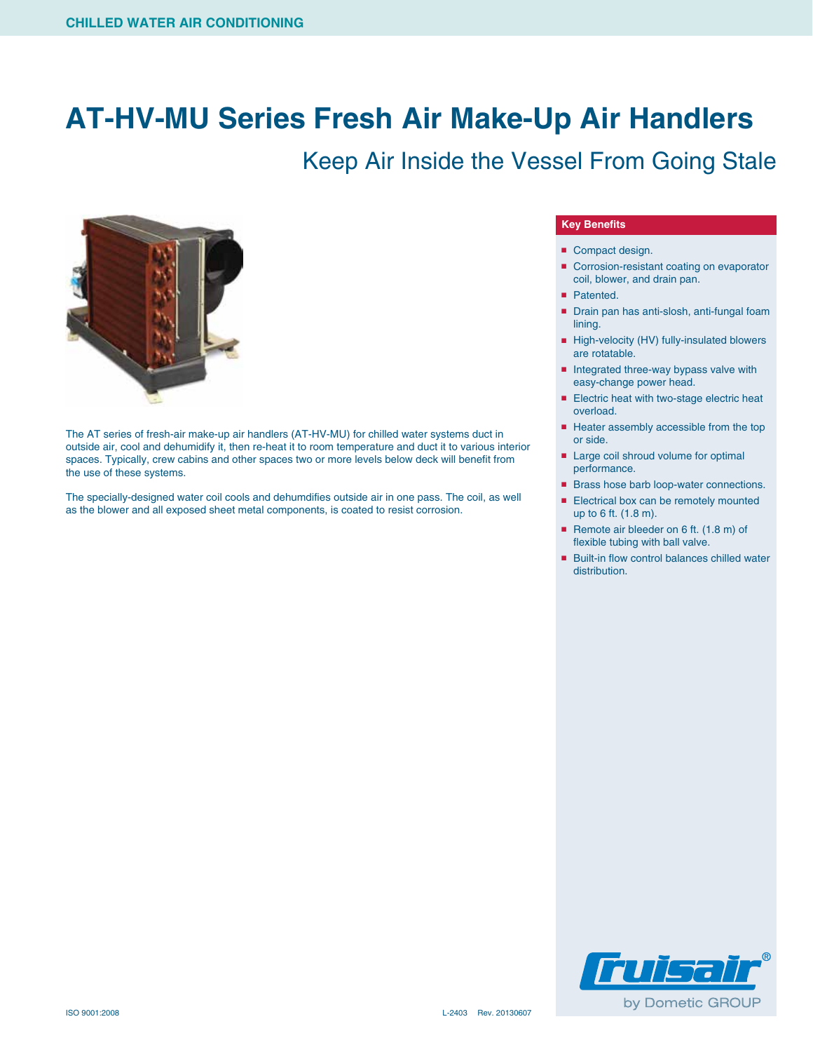CHILLED WATER AIR CONDITIONING

# AT-HV-MU Series Fresh Air Make-Up Air Handlers

## Keep Air Inside the Vessel From Going Stale

The AT series of fresh-air make-up air handlers (AT-HV-MU) for chilled water systems duct in outside air, cool and dehumidify it, then re-heat it to room temperature and duct it to various interior spaces. Typically, crew cabins and other spaces two or more levels below deck will benefit from the use of these systems.

The specially-designed water coil cools and dehumidifies outside air in one pass. The coil, as well as the blower and all exposed sheet metal components, is coated to resist corrosion.

### Key Benefits

- Compact design.
- Corrosion-resistant coating on evaporator coil, blower, and drain pan.
- Patented.
- Drain pan has anti-slosh, anti-fungal foam lining.
- High-velocity (HV) fully-insulated blowers are rotatable.
- Integrated three-way bypass valve with easy-change power head.
- Electric heat with two-stage electric heat overload.
- Heater assembly accessible from the top or side.
- Large coil shroud volume for optimal performance.
- Brass hose barb loop-water connections.
- Electrical box can be remotely mounted up to 6 ft. (1.8 m).
- Remote air bleeder on 6 ft. (1.8 m) of flexible tubing with ball valve.
- Built-in flow control balances chilled water distribution.

Cruisair® by Dometic GROUP

ISO 9001:2008

L-2403 Rev. 20130607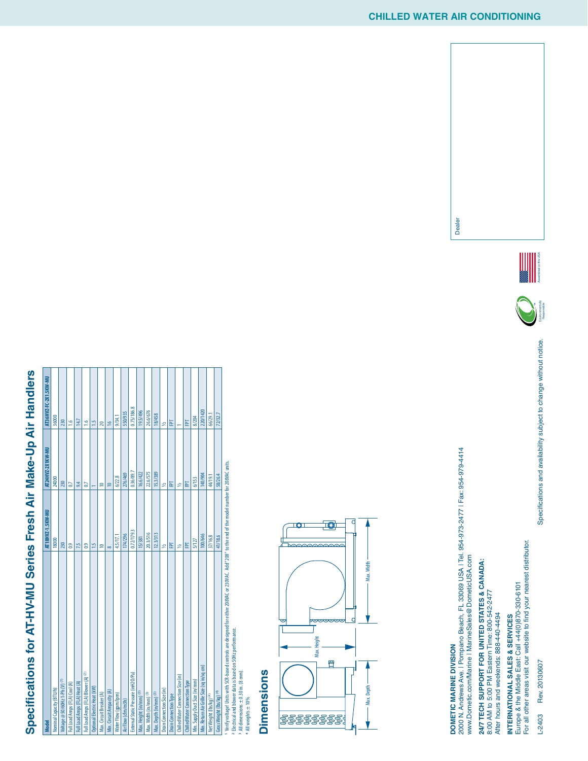# Specifications for AT-HV-MU Series Fresh Air Make-Up Air Handlers

| Model | AT18HVZ-1.5KW-MU | AT24HVZ-2X1KW-MU | AT36HVZ-FC-2X1.5KW-MU |
|---|---|---|---|
| Nominal Capacity (BTU/h) | 18000 | 24000 | 36000 |
| Voltage @ 50/60Hz 1-Ph (V) [1] | 230 | 230 | 230 |
| Full Load Amps (FLA) Cool (A) | 0.9 | 0.7 | 1.6 |
| Full Load Amps (FLA) Heat (A) | 7.5 | 9.4 | 14.7 |
| Full Load Amps (FLA) Blower (A) [2] | 0.9 | 0.7 | 1.6 |
| Optional Electric Heat (kW) | 1.5 | 1 | 1.5 |
| Max. Circuit Breaker (A) | 10 | 10 | 20 |
| Min. Circuit Ampacity (A) | 8 | 10 | 16 |
| Water Flow (gpm/lpm) | 4.5/17.1 | 6/22.8 | 9/34.1 |
| Air Flow (cfm/m3h) | 174/296 | 276/469 | 550/935 |
| External Static Pressure (inH2O/Pa) | 0.72/179.3 | 0.36/89.7 | 0.75/186.8 |
| Max. Height (in/mm) [3] | 15/381 | 16.6/422 | 19.5/496 |
| Max. Width (in/mm) [3] | 20.3/516 | 22.6/575 | 26.6/676 |
| Max. Depth (in/mm) [3] | 12.3/313 | 15.3/389 | 18/458 |
| Drain Connection Size (in) | ½ | ½ | ½ |
| Drain Connection Type | FPT | FPT | FPT |
| Chilled Water Connection Size (in) | ½ | ½ | 1 |
| Chilled Water Connection Type | FPT | FPT | FPT |
| Min. Supply Duct Size (in/mm) | 5/127 | 6/153 | 8/204 |
| Min. Return Air Grille Size (sq in/sq cm) | 100/646 | 140/904 | 220/1420 |
| Net Weight (lbs/kg) [4] | 37/16.8 | 44/19.1 | 66/29.1 |
| Gross Weight (lbs/kg) [4] | 41/18.6 | 58/26.4 | 72/32.7 |

[1] Verify voltage! Units with SCR based controls are designed for either 208VAC or 230VAC. Add "208" to the end of the model number for 208VAC units.
[2] Electrical and blower data is based on 50Hz performance.
[3] All dimensions ± 0.30 in. (8 mm).
[4] All weights ± 10%

## Dimensions

Max. Depth

Max. Height

Max. Width

Dealer

**DOMETIC MARINE DIVISION**
2000 N. Andrews Ave. | Pompano Beach, FL 33069 USA | Tel. 954-973-2477 | Fax: 954-979-4414
www.Dometic.com/Marine | MarineSales@DometicUSA.com

**24/7 TECH SUPPORT FOR UNITED STATES & CANADA:**
8:00 AM to 5:00 PM Eastern Time: 800-542-2477
After hours and weekends: 888-440-4494

**INTERNATIONAL SALES & SERVICES**
Europe & the Middle East: Call +44(0)870-330-6101
For all other areas visit our website to find your nearest distributor.

L-2403 Rev. 20130607

Specifications and availability subject to change without notice.

Environmentally Responsible

Assembled in the USA